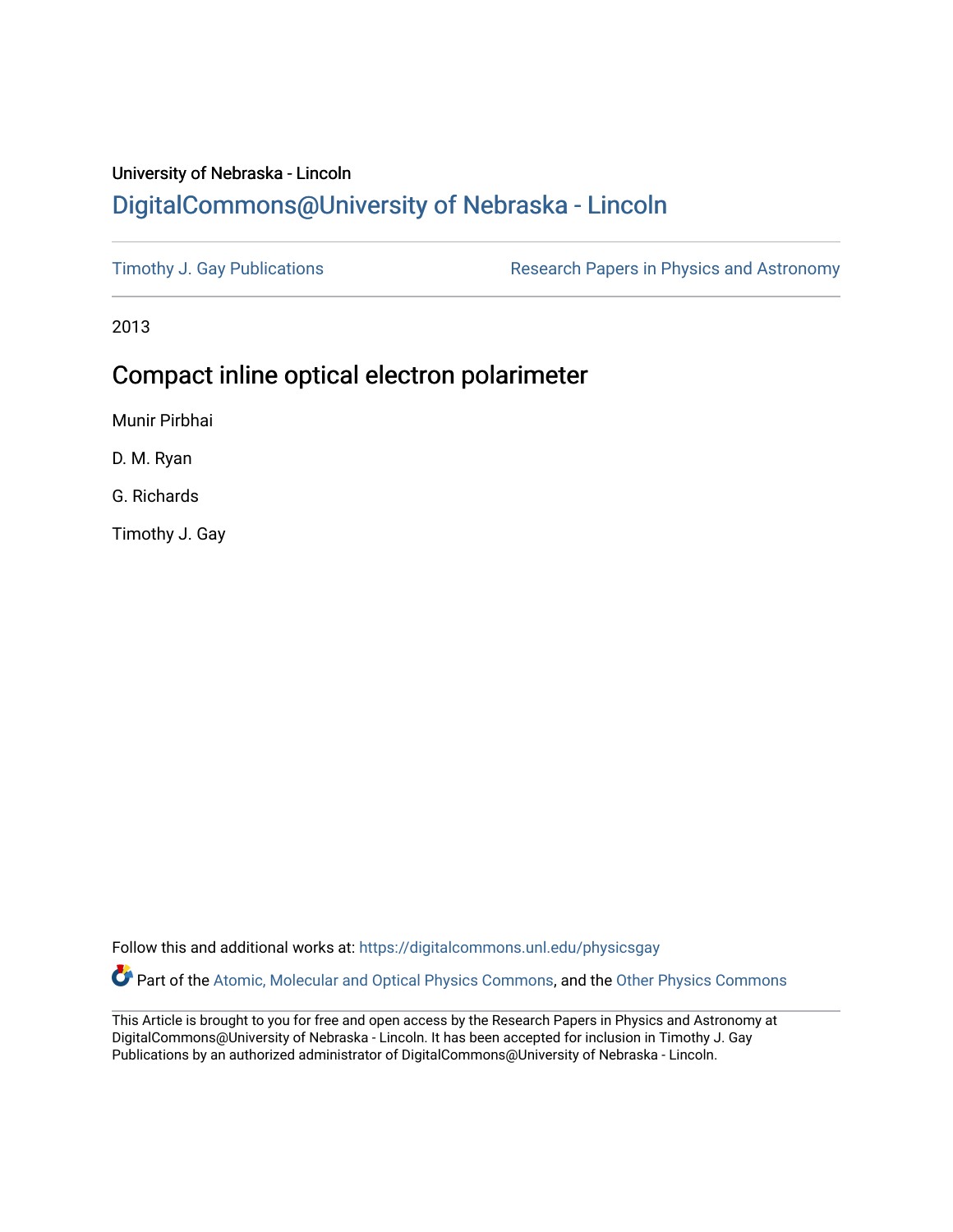University of Nebraska - Lincoln

# DigitalCommons@University of Nebraska - Lincoln

Timothy J. Gay Publications

Research Papers in Physics and Astronomy

2013

## Compact inline optical electron polarimeter

Munir Pirbhai

D. M. Ryan

G. Richards

Timothy J. Gay

Follow this and additional works at: https://digitalcommons.unl.edu/physicsgay

Part of the Atomic, Molecular and Optical Physics Commons, and the Other Physics Commons

This Article is brought to you for free and open access by the Research Papers in Physics and Astronomy at DigitalCommons@University of Nebraska - Lincoln. It has been accepted for inclusion in Timothy J. Gay Publications by an authorized administrator of DigitalCommons@University of Nebraska - Lincoln.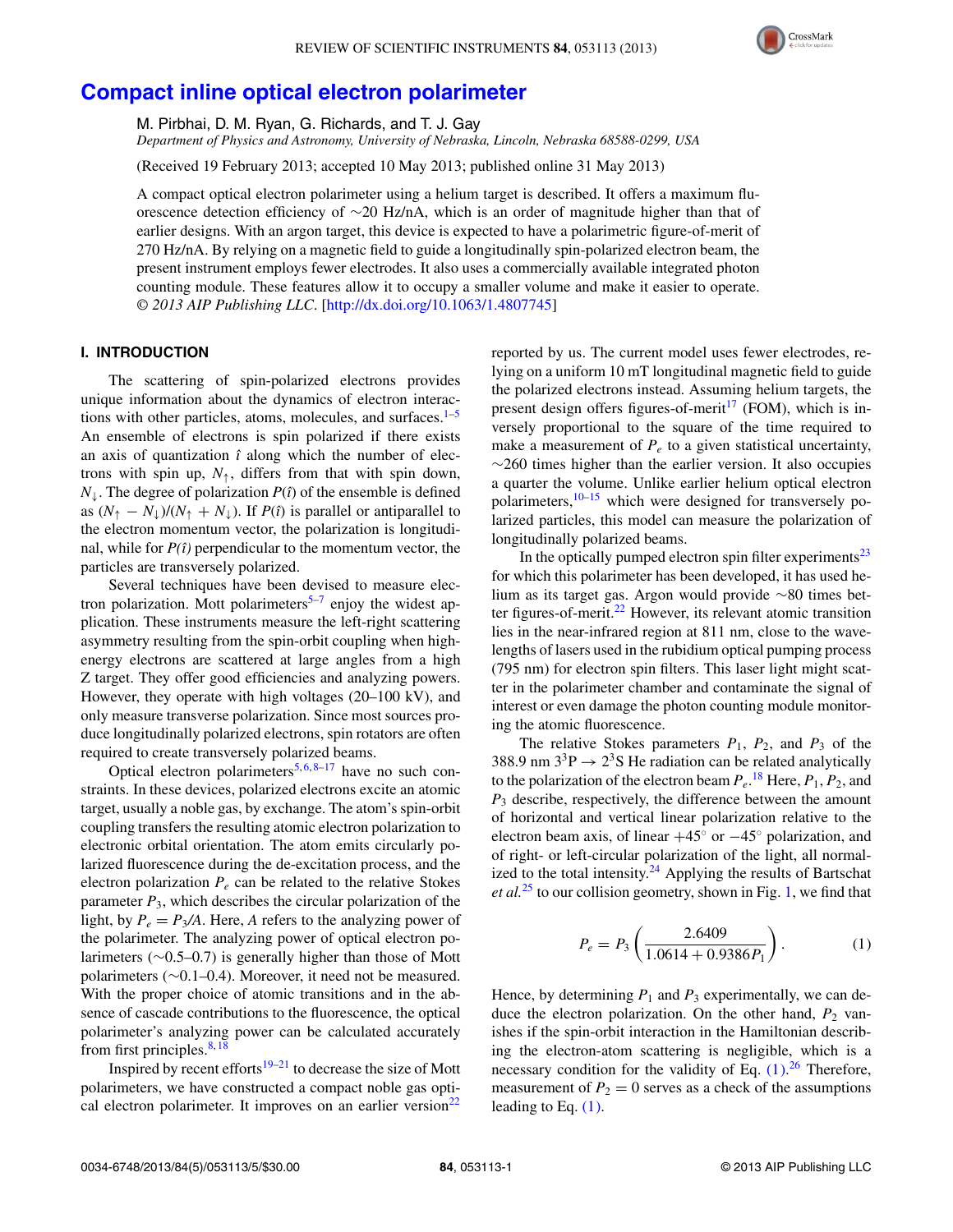# Compact inline optical electron polarimeter

M. Pirbhai, D. M. Ryan, G. Richards, and T. J. Gay

*Department of Physics and Astronomy, University of Nebraska, Lincoln, Nebraska 68588-0299, USA*

(Received 19 February 2013; accepted 10 May 2013; published online 31 May 2013)

A compact optical electron polarimeter using a helium target is described. It offers a maximum fluorescence detection efficiency of ~20 Hz/nA, which is an order of magnitude higher than that of earlier designs. With an argon target, this device is expected to have a polarimetric figure-of-merit of 270 Hz/nA. By relying on a magnetic field to guide a longitudinally spin-polarized electron beam, the present instrument employs fewer electrodes. It also uses a commercially available integrated photon counting module. These features allow it to occupy a smaller volume and make it easier to operate. *© 2013 AIP Publishing LLC*. [http://dx.doi.org/10.1063/1.4807745]

## I. INTRODUCTION

The scattering of spin-polarized electrons provides unique information about the dynamics of electron interactions with other particles, atoms, molecules, and surfaces.[1–5] An ensemble of electrons is spin polarized if there exists an axis of quantization $\hat{\imath}$ along which the number of electrons with spin up, $N_{\uparrow}$, differs from that with spin down, $N_{\downarrow}$. The degree of polarization $P(\hat{\imath})$ of the ensemble is defined as $(N_{\uparrow} - N_{\downarrow})/(N_{\uparrow} + N_{\downarrow})$. If $P(\hat{\imath})$ is parallel or antiparallel to the electron momentum vector, the polarization is longitudinal, while for $P(\hat{\imath})$ perpendicular to the momentum vector, the particles are transversely polarized.

Several techniques have been devised to measure electron polarization. Mott polarimeters[5–7] enjoy the widest application. These instruments measure the left-right scattering asymmetry resulting from the spin-orbit coupling when high-energy electrons are scattered at large angles from a high Z target. They offer good efficiencies and analyzing powers. However, they operate with high voltages (20–100 kV), and only measure transverse polarization. Since most sources produce longitudinally polarized electrons, spin rotators are often required to create transversely polarized beams.

Optical electron polarimeters[5,6,8–17] have no such constraints. In these devices, polarized electrons excite an atomic target, usually a noble gas, by exchange. The atom's spin-orbit coupling transfers the resulting atomic electron polarization to electronic orbital orientation. The atom emits circularly polarized fluorescence during the de-excitation process, and the electron polarization $P_e$ can be related to the relative Stokes parameter $P_3$, which describes the circular polarization of the light, by $P_e = P_3/A$. Here, $A$ refers to the analyzing power of the polarimeter. The analyzing power of optical electron polarimeters (~0.5–0.7) is generally higher than those of Mott polarimeters (~0.1–0.4). Moreover, it need not be measured. With the proper choice of atomic transitions and in the absence of cascade contributions to the fluorescence, the optical polarimeter's analyzing power can be calculated accurately from first principles.[8,18]

Inspired by recent efforts[19–21] to decrease the size of Mott polarimeters, we have constructed a compact noble gas optical electron polarimeter. It improves on an earlier version[22] reported by us. The current model uses fewer electrodes, relying on a uniform 10 mT longitudinal magnetic field to guide the polarized electrons instead. Assuming helium targets, the present design offers figures-of-merit[17] (FOM), which is inversely proportional to the square of the time required to make a measurement of $P_e$ to a given statistical uncertainty, ~260 times higher than the earlier version. It also occupies a quarter the volume. Unlike earlier helium optical electron polarimeters,[10–15] which were designed for transversely polarized particles, this model can measure the polarization of longitudinally polarized beams.

In the optically pumped electron spin filter experiments[23] for which this polarimeter has been developed, it has used helium as its target gas. Argon would provide ~80 times better figures-of-merit.[22] However, its relevant atomic transition lies in the near-infrared region at 811 nm, close to the wavelengths of lasers used in the rubidium optical pumping process (795 nm) for electron spin filters. This laser light might scatter in the polarimeter chamber and contaminate the signal of interest or even damage the photon counting module monitoring the atomic fluorescence.

The relative Stokes parameters $P_1$, $P_2$, and $P_3$ of the 388.9 nm $3^3\mathrm{P} \rightarrow 2^3\mathrm{S}$ He radiation can be related analytically to the polarization of the electron beam $P_e$.[18] Here, $P_1$, $P_2$, and $P_3$ describe, respectively, the difference between the amount of horizontal and vertical linear polarization relative to the electron beam axis, of linear $+45^\circ$ or $-45^\circ$ polarization, and of right- or left-circular polarization of the light, all normalized to the total intensity.[24] Applying the results of Bartschat *et al.*[25] to our collision geometry, shown in Fig. 1, we find that

$$P_e = P_3 \left( \frac{2.6409}{1.0614 + 0.9386 P_1} \right). \tag{1}$$

Hence, by determining $P_1$ and $P_3$ experimentally, we can deduce the electron polarization. On the other hand, $P_2$ vanishes if the spin-orbit interaction in the Hamiltonian describing the electron-atom scattering is negligible, which is a necessary condition for the validity of Eq. (1).[26] Therefore, measurement of $P_2 = 0$ serves as a check of the assumptions leading to Eq. (1).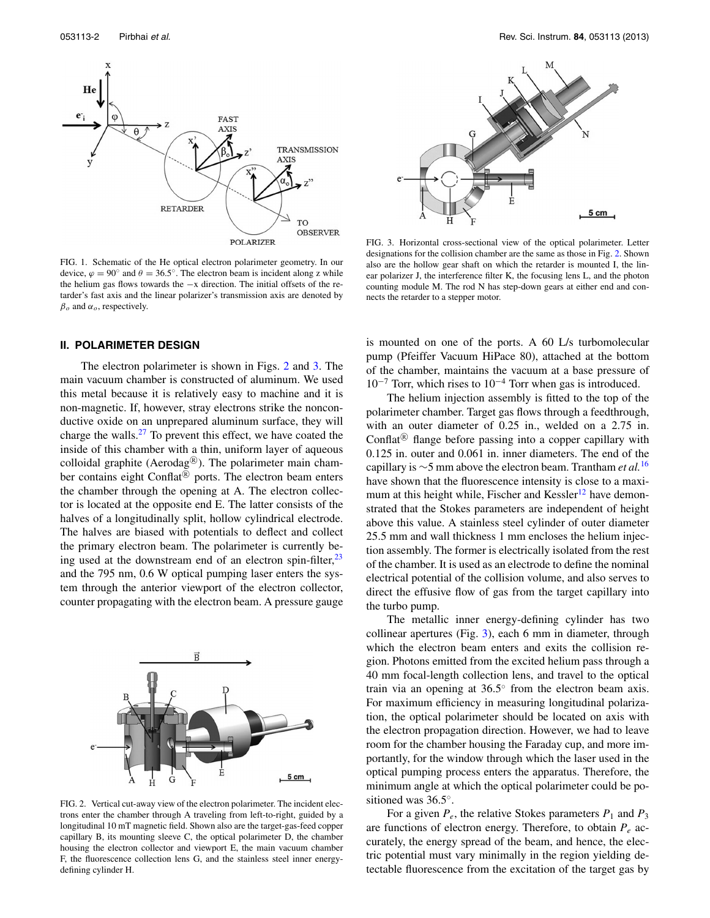FIG. 1. Schematic of the He optical electron polarimeter geometry. In our device, $\varphi = 90^\circ$ and $\theta = 36.5^\circ$. The electron beam is incident along z while the helium gas flows towards the $-x$ direction. The initial offsets of the retarder's fast axis and the linear polarizer's transmission axis are denoted by $\beta_o$ and $\alpha_o$, respectively.

## II. POLARIMETER DESIGN

The electron polarimeter is shown in Figs. 2 and 3. The main vacuum chamber is constructed of aluminum. We used this metal because it is relatively easy to machine and it is non-magnetic. If, however, stray electrons strike the nonconductive oxide on an unprepared aluminum surface, they will charge the walls.[27] To prevent this effect, we have coated the inside of this chamber with a thin, uniform layer of aqueous colloidal graphite (Aerodag®). The polarimeter main chamber contains eight Conflat® ports. The electron beam enters the chamber through the opening at A. The electron collector is located at the opposite end E. The latter consists of the halves of a longitudinally split, hollow cylindrical electrode. The halves are biased with potentials to deflect and collect the primary electron beam. The polarimeter is currently being used at the downstream end of an electron spin-filter,[23] and the 795 nm, 0.6 W optical pumping laser enters the system through the anterior viewport of the electron collector, counter propagating with the electron beam. A pressure gauge is mounted on one of the ports. A 60 L/s turbomolecular pump (Pfeiffer Vacuum HiPace 80), attached at the bottom of the chamber, maintains the vacuum at a base pressure of $10^{-7}$ Torr, which rises to $10^{-4}$ Torr when gas is introduced.

FIG. 2. Vertical cut-away view of the electron polarimeter. The incident electrons enter the chamber through A traveling from left-to-right, guided by a longitudinal 10 mT magnetic field. Shown also are the target-gas-feed copper capillary B, its mounting sleeve C, the optical polarimeter D, the chamber housing the electron collector and viewport E, the main vacuum chamber F, the fluorescence collection lens G, and the stainless steel inner energy-defining cylinder H.

FIG. 3. Horizontal cross-sectional view of the optical polarimeter. Letter designations for the collision chamber are the same as those in Fig. 2. Shown also are the hollow gear shaft on which the retarder is mounted I, the linear polarizer J, the interference filter K, the focusing lens L, and the photon counting module M. The rod N has step-down gears at either end and connects the retarder to a stepper motor.

The helium injection assembly is fitted to the top of the polarimeter chamber. Target gas flows through a feedthrough, with an outer diameter of 0.25 in., welded on a 2.75 in. Conflat® flange before passing into a copper capillary with 0.125 in. outer and 0.061 in. inner diameters. The end of the capillary is ∼5 mm above the electron beam. Trantham *et al.*[16] have shown that the fluorescence intensity is close to a maximum at this height while, Fischer and Kessler[12] have demonstrated that the Stokes parameters are independent of height above this value. A stainless steel cylinder of outer diameter 25.5 mm and wall thickness 1 mm encloses the helium injection assembly. The former is electrically isolated from the rest of the chamber. It is used as an electrode to define the nominal electrical potential of the collision volume, and also serves to direct the effusive flow of gas from the target capillary into the turbo pump.

The metallic inner energy-defining cylinder has two collinear apertures (Fig. 3), each 6 mm in diameter, through which the electron beam enters and exits the collision region. Photons emitted from the excited helium pass through a 40 mm focal-length collection lens, and travel to the optical train via an opening at 36.5° from the electron beam axis. For maximum efficiency in measuring longitudinal polarization, the optical polarimeter should be located on axis with the electron propagation direction. However, we had to leave room for the chamber housing the Faraday cup, and more importantly, for the window through which the laser used in the optical pumping process enters the apparatus. Therefore, the minimum angle at which the optical polarimeter could be positioned was 36.5°.

For a given $P_e$, the relative Stokes parameters $P_1$ and $P_3$ are functions of electron energy. Therefore, to obtain $P_e$ accurately, the energy spread of the beam, and hence, the electric potential must vary minimally in the region yielding detectable fluorescence from the excitation of the target gas by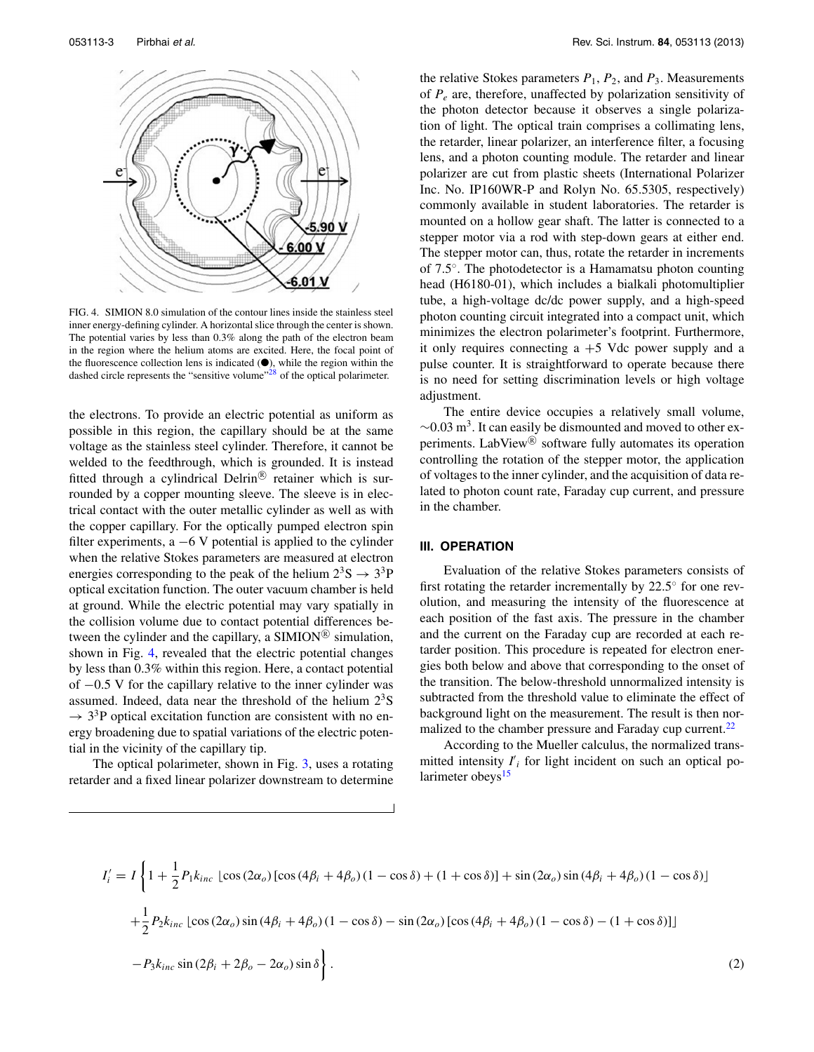FIG. 4. SIMION 8.0 simulation of the contour lines inside the stainless steel inner energy-defining cylinder. A horizontal slice through the center is shown. The potential varies by less than 0.3% along the path of the electron beam in the region where the helium atoms are excited. Here, the focal point of the fluorescence collection lens is indicated (●), while the region within the dashed circle represents the "sensitive volume"[28] of the optical polarimeter.

the electrons. To provide an electric potential as uniform as possible in this region, the capillary should be at the same voltage as the stainless steel cylinder. Therefore, it cannot be welded to the feedthrough, which is grounded. It is instead fitted through a cylindrical Delrin® retainer which is surrounded by a copper mounting sleeve. The sleeve is in electrical contact with the outer metallic cylinder as well as with the copper capillary. For the optically pumped electron spin filter experiments, a −6 V potential is applied to the cylinder when the relative Stokes parameters are measured at electron energies corresponding to the peak of the helium $2^3$S → $3^3$P optical excitation function. The outer vacuum chamber is held at ground. While the electric potential may vary spatially in the collision volume due to contact potential differences between the cylinder and the capillary, a SIMION® simulation, shown in Fig. 4, revealed that the electric potential changes by less than 0.3% within this region. Here, a contact potential of −0.5 V for the capillary relative to the inner cylinder was assumed. Indeed, data near the threshold of the helium $2^3$S → $3^3$P optical excitation function are consistent with no energy broadening due to spatial variations of the electric potential in the vicinity of the capillary tip.

The optical polarimeter, shown in Fig. 3, uses a rotating retarder and a fixed linear polarizer downstream to determine the relative Stokes parameters $P_1$, $P_2$, and $P_3$. Measurements of $P_e$ are, therefore, unaffected by polarization sensitivity of the photon detector because it observes a single polarization of light. The optical train comprises a collimating lens, the retarder, linear polarizer, an interference filter, a focusing lens, and a photon counting module. The retarder and linear polarizer are cut from plastic sheets (International Polarizer Inc. No. IP160WR-P and Rolyn No. 65.5305, respectively) commonly available in student laboratories. The retarder is mounted on a hollow gear shaft. The latter is connected to a stepper motor via a rod with step-down gears at either end. The stepper motor can, thus, rotate the retarder in increments of 7.5°. The photodetector is a Hamamatsu photon counting head (H6180-01), which includes a bialkali photomultiplier tube, a high-voltage dc/dc power supply, and a high-speed photon counting circuit integrated into a compact unit, which minimizes the electron polarimeter's footprint. Furthermore, it only requires connecting a +5 Vdc power supply and a pulse counter. It is straightforward to operate because there is no need for setting discrimination levels or high voltage adjustment.

The entire device occupies a relatively small volume, ~0.03 m$^3$. It can easily be dismounted and moved to other experiments. LabView® software fully automates its operation controlling the rotation of the stepper motor, the application of voltages to the inner cylinder, and the acquisition of data related to photon count rate, Faraday cup current, and pressure in the chamber.

## III. OPERATION

Evaluation of the relative Stokes parameters consists of first rotating the retarder incrementally by 22.5° for one revolution, and measuring the intensity of the fluorescence at each position of the fast axis. The pressure in the chamber and the current on the Faraday cup are recorded at each retarder position. This procedure is repeated for electron energies both below and above that corresponding to the onset of the transition. The below-threshold unnormalized intensity is subtracted from the threshold value to eliminate the effect of background light on the measurement. The result is then normalized to the chamber pressure and Faraday cup current.[22]

According to the Mueller calculus, the normalized transmitted intensity $I'_i$ for light incident on such an optical polarimeter obeys[15]

$$
\begin{aligned}
I'_i = I \Bigg\{ & 1 + \frac{1}{2} P_1 k_{inc} \lfloor \cos(2\alpha_o) [\cos(4\beta_i + 4\beta_o)(1 - \cos\delta) + (1 + \cos\delta)] + \sin(2\alpha_o)\sin(4\beta_i + 4\beta_o)(1 - \cos\delta) \rfloor \\
& + \frac{1}{2} P_2 k_{inc} \lfloor \cos(2\alpha_o)\sin(4\beta_i + 4\beta_o)(1 - \cos\delta) - \sin(2\alpha_o)[\cos(4\beta_i + 4\beta_o)(1 - \cos\delta) - (1 + \cos\delta)] \rfloor \\
& - P_3 k_{inc} \sin(2\beta_i + 2\beta_o - 2\alpha_o)\sin\delta \Bigg\}. \qquad (2)
\end{aligned}
$$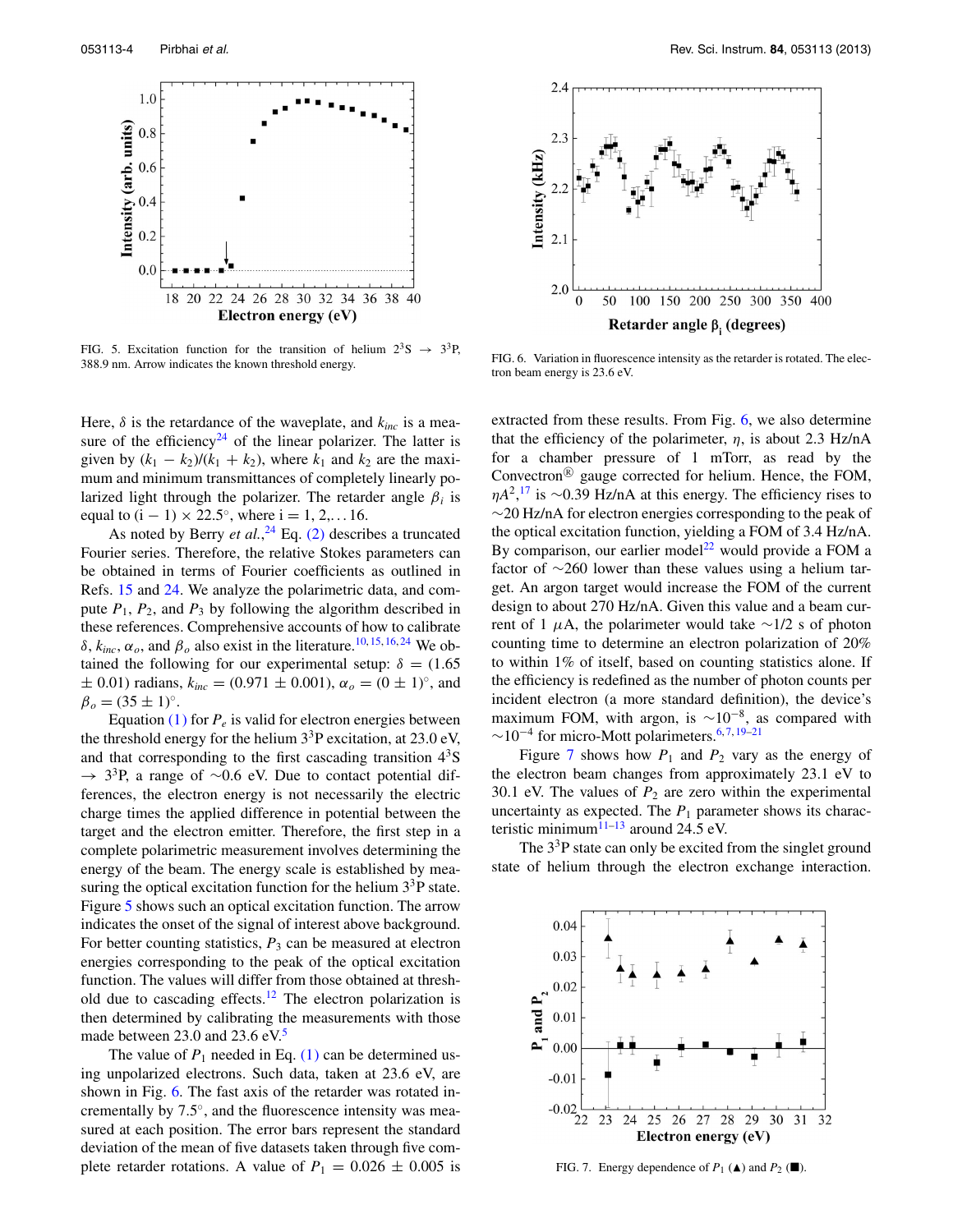FIG. 5. Excitation function for the transition of helium $2^3$S → $3^3$P, 388.9 nm. Arrow indicates the known threshold energy.

FIG. 6. Variation in fluorescence intensity as the retarder is rotated. The electron beam energy is 23.6 eV.

Here, $\delta$ is the retardance of the waveplate, and $k_{inc}$ is a measure of the efficiency[24] of the linear polarizer. The latter is given by $(k_1 - k_2)/(k_1 + k_2)$, where $k_1$ and $k_2$ are the maximum and minimum transmittances of completely linearly polarized light through the polarizer. The retarder angle $\beta_i$ is equal to $(i - 1) \times 22.5^\circ$, where i = 1, 2,… 16.

As noted by Berry *et al.*,[24] Eq. (2) describes a truncated Fourier series. Therefore, the relative Stokes parameters can be obtained in terms of Fourier coefficients as outlined in Refs. 15 and 24. We analyze the polarimetric data, and compute $P_1$, $P_2$, and $P_3$ by following the algorithm described in these references. Comprehensive accounts of how to calibrate $\delta$, $k_{inc}$, $\alpha_o$, and $\beta_o$ also exist in the literature.[10,15,16,24] We obtained the following for our experimental setup: $\delta$ = (1.65 ± 0.01) radians, $k_{inc}$ = (0.971 ± 0.001), $\alpha_o$ = (0 ± 1)°, and $\beta_o$ = (35 ± 1)°.

Equation (1) for $P_e$ is valid for electron energies between the threshold energy for the helium $3^3$P excitation, at 23.0 eV, and that corresponding to the first cascading transition $4^3$S → $3^3$P, a range of ~0.6 eV. Due to contact potential differences, the electron energy is not necessarily the electric charge times the applied difference in potential between the target and the electron emitter. Therefore, the first step in a complete polarimetric measurement involves determining the energy of the beam. The energy scale is established by measuring the optical excitation function for the helium $3^3$P state. Figure 5 shows such an optical excitation function. The arrow indicates the onset of the signal of interest above background. For better counting statistics, $P_3$ can be measured at electron energies corresponding to the peak of the optical excitation function. The values will differ from those obtained at threshold due to cascading effects.[12] The electron polarization is then determined by calibrating the measurements with those made between 23.0 and 23.6 eV.[5]

The value of $P_1$ needed in Eq. (1) can be determined using unpolarized electrons. Such data, taken at 23.6 eV, are shown in Fig. 6. The fast axis of the retarder was rotated incrementally by 7.5°, and the fluorescence intensity was measured at each position. The error bars represent the standard deviation of the mean of five datasets taken through five complete retarder rotations. A value of $P_1$ = 0.026 ± 0.005 is extracted from these results. From Fig. 6, we also determine that the efficiency of the polarimeter, $\eta$, is about 2.3 Hz/nA for a chamber pressure of 1 mTorr, as read by the Convectron® gauge corrected for helium. Hence, the FOM, $\eta A^2$,[17] is ~0.39 Hz/nA at this energy. The efficiency rises to ~20 Hz/nA for electron energies corresponding to the peak of the optical excitation function, yielding a FOM of 3.4 Hz/nA. By comparison, our earlier model[22] would provide a FOM a factor of ~260 lower than these values using a helium target. An argon target would increase the FOM of the current design to about 270 Hz/nA. Given this value and a beam current of 1 $\mu$A, the polarimeter would take ~1/2 s of photon counting time to determine an electron polarization of 20% to within 1% of itself, based on counting statistics alone. If the efficiency is redefined as the number of photon counts per incident electron (a more standard definition), the device's maximum FOM, with argon, is ~$10^{-8}$, as compared with ~$10^{-4}$ for micro-Mott polarimeters.[6,7,19–21]

Figure 7 shows how $P_1$ and $P_2$ vary as the energy of the electron beam changes from approximately 23.1 eV to 30.1 eV. The values of $P_2$ are zero within the experimental uncertainty as expected. The $P_1$ parameter shows its characteristic minimum[11–13] around 24.5 eV.

The $3^3$P state can only be excited from the singlet ground state of helium through the electron exchange interaction.

FIG. 7. Energy dependence of $P_1$ (▲) and $P_2$ (■).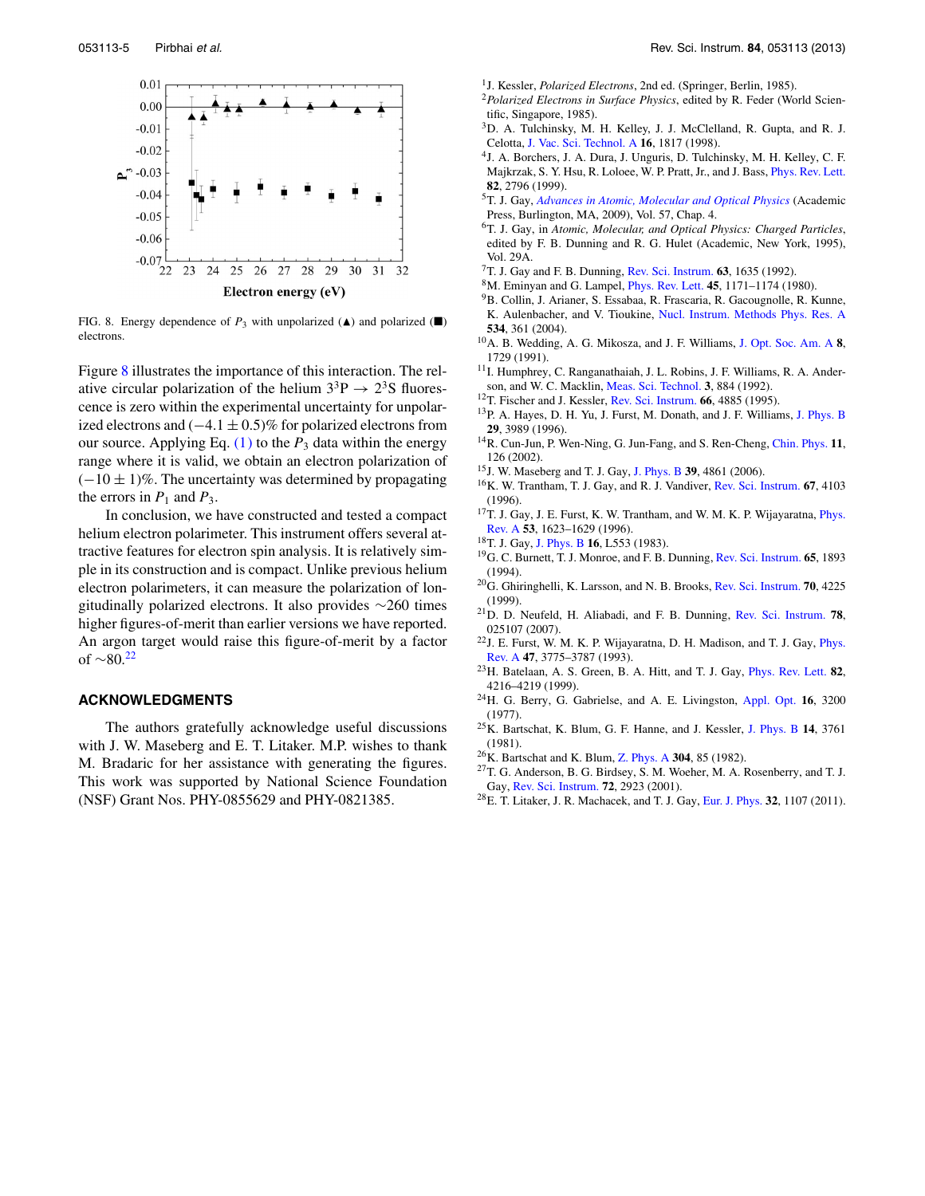0.01
0.00
-0.01
-0.02
-0.03
-0.04
-0.05
-0.06
-0.07

$P_3$

22 23 24 25 26 27 28 29 30 31 32

**Electron energy (eV)**

FIG. 8. Energy dependence of $P_3$ with unpolarized (▲) and polarized (■) electrons.

Figure 8 illustrates the importance of this interaction. The relative circular polarization of the helium $3^3$P → $2^3$S fluorescence is zero within the experimental uncertainty for unpolarized electrons and $(-4.1 \pm 0.5)\%$ for polarized electrons from our source. Applying Eq. (1) to the $P_3$ data within the energy range where it is valid, we obtain an electron polarization of $(-10 \pm 1)\%$. The uncertainty was determined by propagating the errors in $P_1$ and $P_3$.

In conclusion, we have constructed and tested a compact helium electron polarimeter. This instrument offers several attractive features for electron spin analysis. It is relatively simple in its construction and is compact. Unlike previous helium electron polarimeters, it can measure the polarization of longitudinally polarized electrons. It also provides ∼260 times higher figures-of-merit than earlier versions we have reported. An argon target would raise this figure-of-merit by a factor of ∼80.[22]

## ACKNOWLEDGMENTS

The authors gratefully acknowledge useful discussions with J. W. Maseberg and E. T. Litaker. M.P. wishes to thank M. Bradaric for her assistance with generating the figures. This work was supported by National Science Foundation (NSF) Grant Nos. PHY-0855629 and PHY-0821385.

[1] J. Kessler, *Polarized Electrons*, 2nd ed. (Springer, Berlin, 1985).
[2] *Polarized Electrons in Surface Physics*, edited by R. Feder (World Scientific, Singapore, 1985).
[3] D. A. Tulchinsky, M. H. Kelley, J. J. McClelland, R. Gupta, and R. J. Celotta, J. Vac. Sci. Technol. A **16**, 1817 (1998).
[4] J. A. Borchers, J. A. Dura, J. Unguris, D. Tulchinsky, M. H. Kelley, C. F. Majkrzak, S. Y. Hsu, R. Loloee, W. P. Pratt, Jr., and J. Bass, Phys. Rev. Lett. **82**, 2796 (1999).
[5] T. J. Gay, *Advances in Atomic, Molecular and Optical Physics* (Academic Press, Burlington, MA, 2009), Vol. 57, Chap. 4.
[6] T. J. Gay, in *Atomic, Molecular, and Optical Physics: Charged Particles*, edited by F. B. Dunning and R. G. Hulet (Academic, New York, 1995), Vol. 29A.
[7] T. J. Gay and F. B. Dunning, Rev. Sci. Instrum. **63**, 1635 (1992).
[8] M. Eminyan and G. Lampel, Phys. Rev. Lett. **45**, 1171–1174 (1980).
[9] B. Collin, J. Arianer, S. Essabaa, R. Frascaria, R. Gacougnolle, R. Kunne, K. Aulenbacher, and V. Tioukine, Nucl. Instrum. Methods Phys. Res. A **534**, 361 (2004).
[10] A. B. Wedding, A. G. Mikosza, and J. F. Williams, J. Opt. Soc. Am. A **8**, 1729 (1991).
[11] I. Humphrey, C. Ranganathaiah, J. L. Robins, J. F. Williams, R. A. Anderson, and W. C. Macklin, Meas. Sci. Technol. **3**, 884 (1992).
[12] T. Fischer and J. Kessler, Rev. Sci. Instrum. **66**, 4885 (1995).
[13] P. A. Hayes, D. H. Yu, J. Furst, M. Donath, and J. F. Williams, J. Phys. B **29**, 3989 (1996).
[14] R. Cun-Jun, P. Wen-Ning, G. Jun-Fang, and S. Ren-Cheng, Chin. Phys. **11**, 126 (2002).
[15] J. W. Maseberg and T. J. Gay, J. Phys. B **39**, 4861 (2006).
[16] K. W. Trantham, T. J. Gay, and R. J. Vandiver, Rev. Sci. Instrum. **67**, 4103 (1996).
[17] T. J. Gay, J. E. Furst, K. W. Trantham, and W. M. K. P. Wijayaratna, Phys. Rev. A **53**, 1623–1629 (1996).
[18] T. J. Gay, J. Phys. B **16**, L553 (1983).
[19] G. C. Burnett, T. J. Monroe, and F. B. Dunning, Rev. Sci. Instrum. **65**, 1893 (1994).
[20] G. Ghiringhelli, K. Larsson, and N. B. Brookes, Rev. Sci. Instrum. **70**, 4225 (1999).
[21] D. D. Neufeld, H. Aliabadi, and F. B. Dunning, Rev. Sci. Instrum. **78**, 025107 (2007).
[22] J. E. Furst, W. M. K. P. Wijayaratna, D. H. Madison, and T. J. Gay, Phys. Rev. A **47**, 3775–3787 (1993).
[23] H. Batelaan, A. S. Green, B. A. Hitt, and T. J. Gay, Phys. Rev. Lett. **82**, 4216–4219 (1999).
[24] H. G. Berry, G. Gabrielse, and A. E. Livingston, Appl. Opt. **16**, 3200 (1977).
[25] K. Bartschat, K. Blum, G. F. Hanne, and J. Kessler, J. Phys. B **14**, 3761 (1981).
[26] K. Bartschat and K. Blum, Z. Phys. A **304**, 85 (1982).
[27] T. G. Anderson, B. G. Birdsey, S. M. Woeher, M. A. Rosenberry, and T. J. Gay, Rev. Sci. Instrum. **72**, 2923 (2001).
[28] E. T. Litaker, J. R. Machacek, and T. J. Gay, Eur. J. Phys. **32**, 1107 (2011).